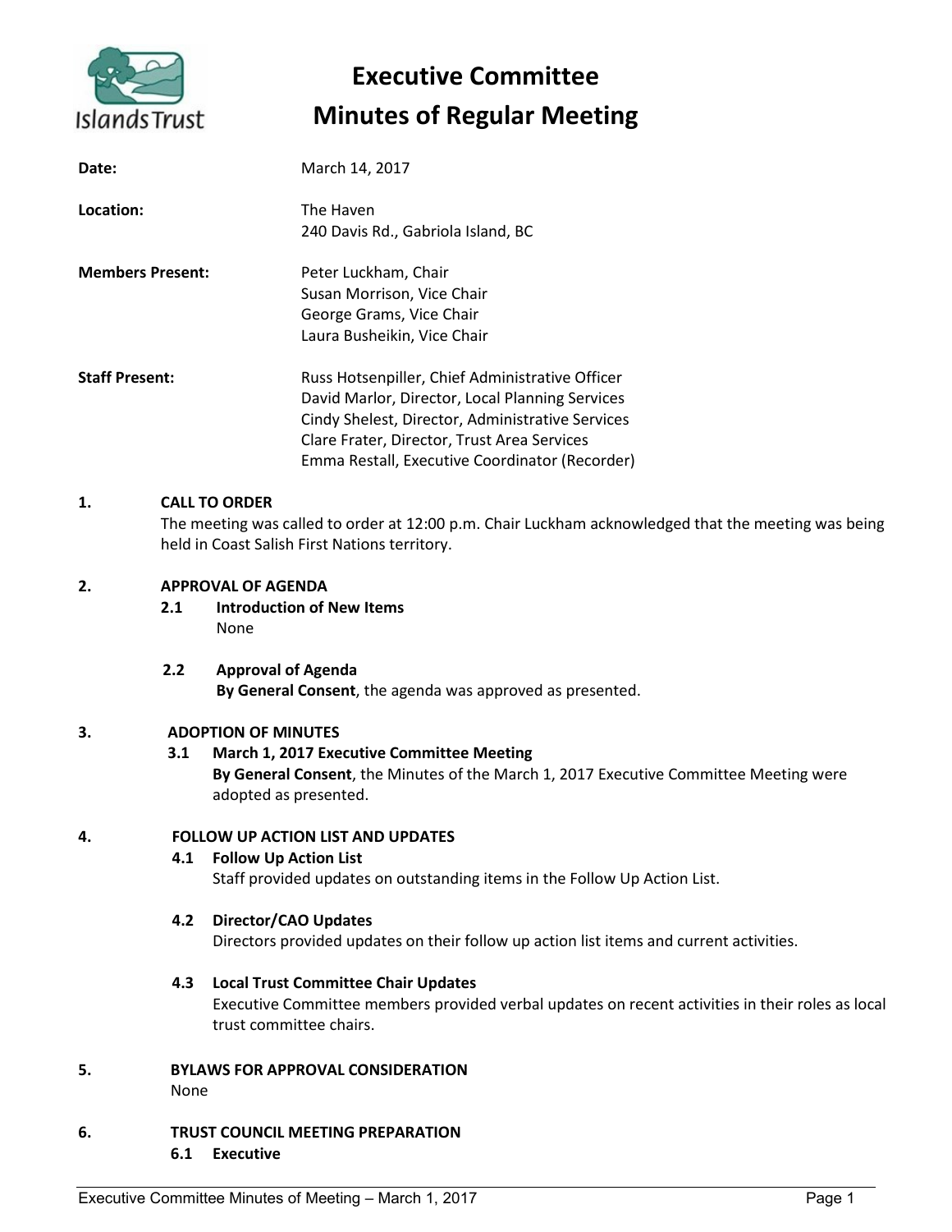# Executive Committee
# Minutes of Regular Meeting

| | |
|---|---|
| **Date:** | March 14, 2017 |
| **Location:** | The Haven<br>240 Davis Rd., Gabriola Island, BC |
| **Members Present:** | Peter Luckham, Chair<br>Susan Morrison, Vice Chair<br>George Grams, Vice Chair<br>Laura Busheikin, Vice Chair |
| **Staff Present:** | Russ Hotsenpiller, Chief Administrative Officer<br>David Marlor, Director, Local Planning Services<br>Cindy Shelest, Director, Administrative Services<br>Clare Frater, Director, Trust Area Services<br>Emma Restall, Executive Coordinator (Recorder) |

## 1. CALL TO ORDER

The meeting was called to order at 12:00 p.m. Chair Luckham acknowledged that the meeting was being held in Coast Salish First Nations territory.

## 2. APPROVAL OF AGENDA

### 2.1 Introduction of New Items

None

### 2.2 Approval of Agenda

**By General Consent**, the agenda was approved as presented.

## 3. ADOPTION OF MINUTES

### 3.1 March 1, 2017 Executive Committee Meeting

**By General Consent**, the Minutes of the March 1, 2017 Executive Committee Meeting were adopted as presented.

## 4. FOLLOW UP ACTION LIST AND UPDATES

### 4.1 Follow Up Action List

Staff provided updates on outstanding items in the Follow Up Action List.

### 4.2 Director/CAO Updates

Directors provided updates on their follow up action list items and current activities.

### 4.3 Local Trust Committee Chair Updates

Executive Committee members provided verbal updates on recent activities in their roles as local trust committee chairs.

## 5. BYLAWS FOR APPROVAL CONSIDERATION

None

## 6. TRUST COUNCIL MEETING PREPARATION

### 6.1 Executive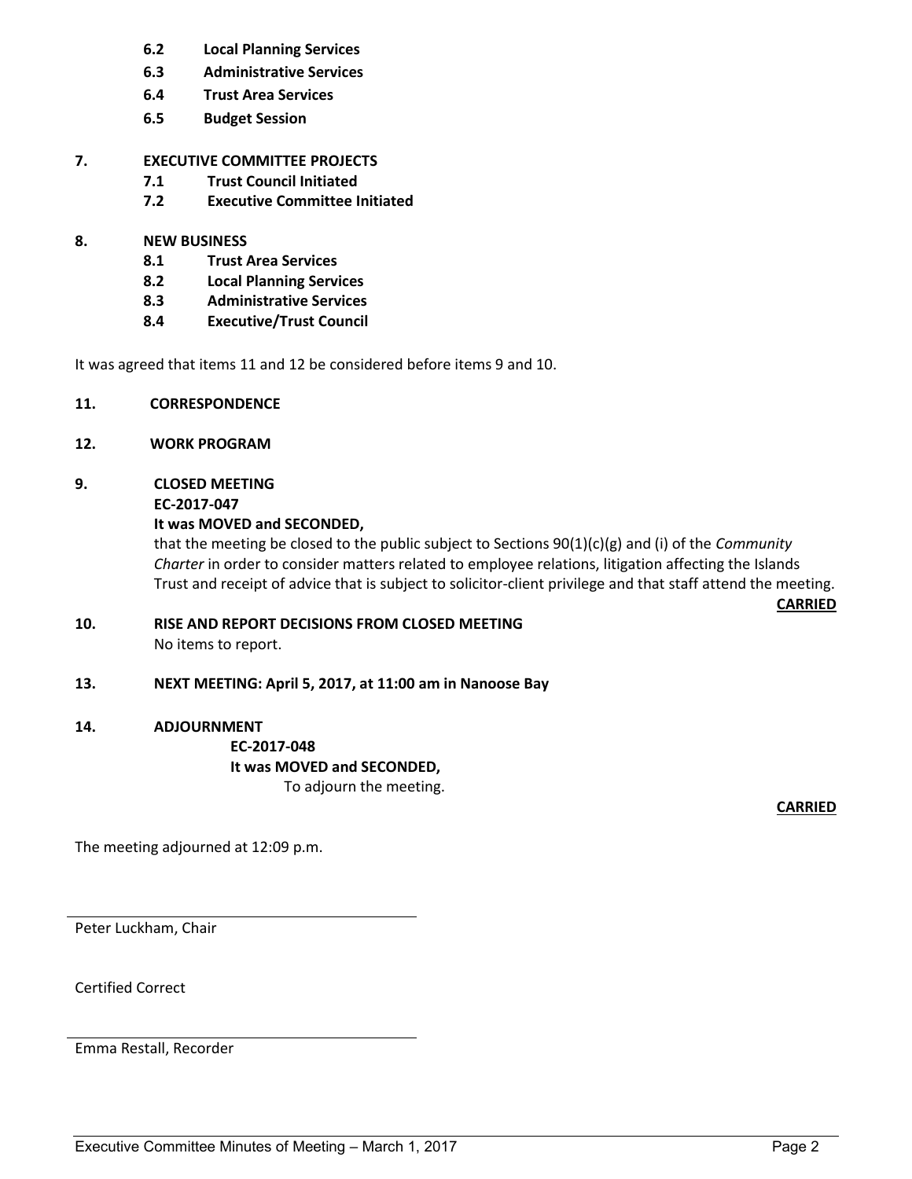- **6.2 Local Planning Services**
- **6.3 Administrative Services**
- **6.4 Trust Area Services**
- **6.5 Budget Session**

**7. EXECUTIVE COMMITTEE PROJECTS**

- **7.1 Trust Council Initiated**
- **7.2 Executive Committee Initiated**

**8. NEW BUSINESS**

- **8.1 Trust Area Services**
- **8.2 Local Planning Services**
- **8.3 Administrative Services**
- **8.4 Executive/Trust Council**

It was agreed that items 11 and 12 be considered before items 9 and 10.

**11. CORRESPONDENCE**

**12. WORK PROGRAM**

**9. CLOSED MEETING**

**EC-2017-047**

**It was MOVED and SECONDED,**

that the meeting be closed to the public subject to Sections 90(1)(c)(g) and (i) of the *Community Charter* in order to consider matters related to employee relations, litigation affecting the Islands Trust and receipt of advice that is subject to solicitor-client privilege and that staff attend the meeting.

**CARRIED**

**10. RISE AND REPORT DECISIONS FROM CLOSED MEETING**

No items to report.

**13. NEXT MEETING: April 5, 2017, at 11:00 am in Nanoose Bay**

**14. ADJOURNMENT**

**EC-2017-048**

**It was MOVED and SECONDED,**

To adjourn the meeting.

**CARRIED**

The meeting adjourned at 12:09 p.m.

Peter Luckham, Chair

Certified Correct

Emma Restall, Recorder